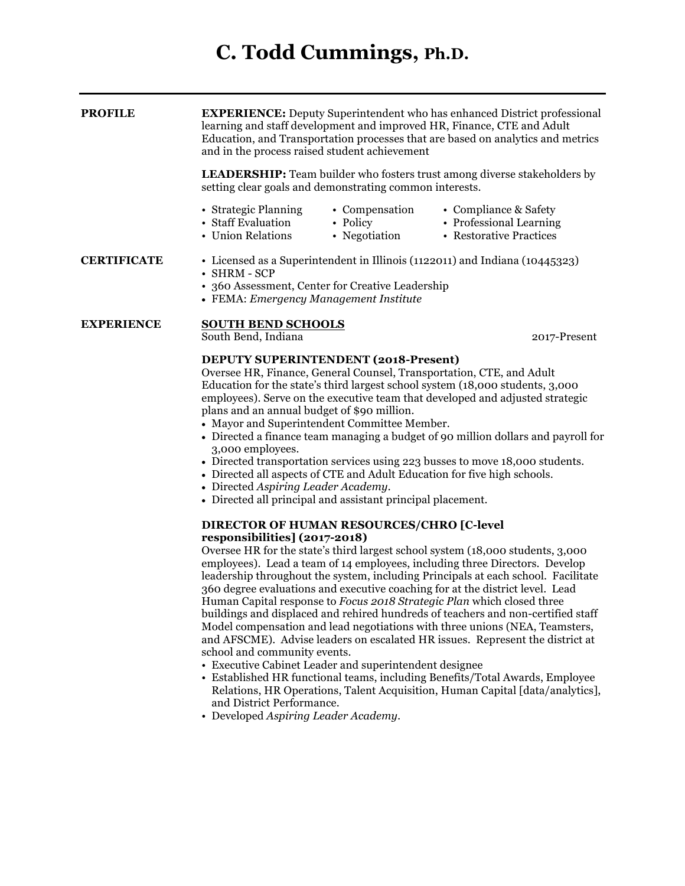# C. Todd Cummings, Ph.D.

---

## PROFILE

**EXPERIENCE:** Deputy Superintendent who has enhanced District professional learning and staff development and improved HR, Finance, CTE and Adult Education, and Transportation processes that are based on analytics and metrics and in the process raised student achievement

**LEADERSHIP:** Team builder who fosters trust among diverse stakeholders by setting clear goals and demonstrating common interests.

- Strategic Planning
- Staff Evaluation
- Union Relations
- Compensation
- Policy
- Negotiation
- Compliance & Safety
- Professional Learning
- Restorative Practices

## CERTIFICATE

- Licensed as a Superintendent in Illinois (1122011) and Indiana (10445323)
- SHRM - SCP
- 360 Assessment, Center for Creative Leadership
- FEMA: *Emergency Management Institute*

## EXPERIENCE

**SOUTH BEND SCHOOLS**
South Bend, Indiana — 2017-Present

**DEPUTY SUPERINTENDENT (2018-Present)**
Oversee HR, Finance, General Counsel, Transportation, CTE, and Adult Education for the state's third largest school system (18,000 students, 3,000 employees). Serve on the executive team that developed and adjusted strategic plans and an annual budget of $90 million.

- Mayor and Superintendent Committee Member.
- Directed a finance team managing a budget of 90 million dollars and payroll for 3,000 employees.
- Directed transportation services using 223 busses to move 18,000 students.
- Directed all aspects of CTE and Adult Education for five high schools.
- Directed *Aspiring Leader Academy*.
- Directed all principal and assistant principal placement.

**DIRECTOR OF HUMAN RESOURCES/CHRO [C-level responsibilities] (2017-2018)**
Oversee HR for the state's third largest school system (18,000 students, 3,000 employees). Lead a team of 14 employees, including three Directors. Develop leadership throughout the system, including Principals at each school. Facilitate 360 degree evaluations and executive coaching for at the district level. Lead Human Capital response to *Focus 2018 Strategic Plan* which closed three buildings and displaced and rehired hundreds of teachers and non-certified staff Model compensation and lead negotiations with three unions (NEA, Teamsters, and AFSCME). Advise leaders on escalated HR issues. Represent the district at school and community events.

- Executive Cabinet Leader and superintendent designee
- Established HR functional teams, including Benefits/Total Awards, Employee Relations, HR Operations, Talent Acquisition, Human Capital [data/analytics], and District Performance.
- Developed *Aspiring Leader Academy*.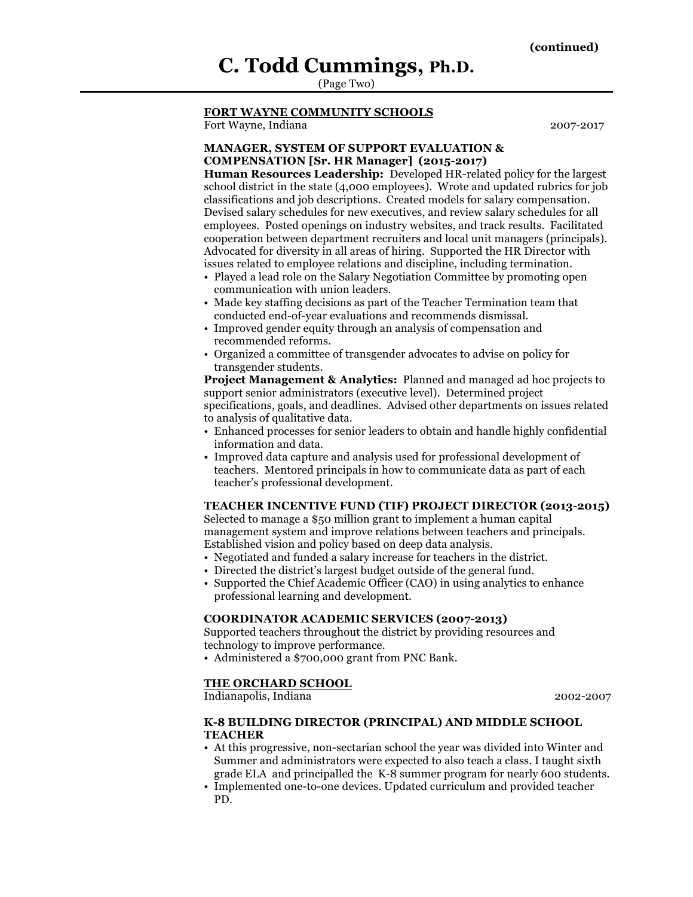**FORT WAYNE COMMUNITY SCHOOLS**
Fort Wayne, Indiana 2007-2017

**MANAGER, SYSTEM OF SUPPORT EVALUATION & COMPENSATION [Sr. HR Manager] (2015-2017)**

**Human Resources Leadership:** Developed HR-related policy for the largest school district in the state (4,000 employees). Wrote and updated rubrics for job classifications and job descriptions. Created models for salary compensation. Devised salary schedules for new executives, and review salary schedules for all employees. Posted openings on industry websites, and track results. Facilitated cooperation between department recruiters and local unit managers (principals). Advocated for diversity in all areas of hiring. Supported the HR Director with issues related to employee relations and discipline, including termination.

- Played a lead role on the Salary Negotiation Committee by promoting open communication with union leaders.
- Made key staffing decisions as part of the Teacher Termination team that conducted end-of-year evaluations and recommends dismissal.
- Improved gender equity through an analysis of compensation and recommended reforms.
- Organized a committee of transgender advocates to advise on policy for transgender students.

**Project Management & Analytics:** Planned and managed ad hoc projects to support senior administrators (executive level). Determined project specifications, goals, and deadlines. Advised other departments on issues related to analysis of qualitative data.

- Enhanced processes for senior leaders to obtain and handle highly confidential information and data.
- Improved data capture and analysis used for professional development of teachers. Mentored principals in how to communicate data as part of each teacher's professional development.

**TEACHER INCENTIVE FUND (TIF) PROJECT DIRECTOR (2013-2015)**

Selected to manage a $50 million grant to implement a human capital management system and improve relations between teachers and principals. Established vision and policy based on deep data analysis.

- Negotiated and funded a salary increase for teachers in the district.
- Directed the district's largest budget outside of the general fund.
- Supported the Chief Academic Officer (CAO) in using analytics to enhance professional learning and development.

**COORDINATOR ACADEMIC SERVICES (2007-2013)**

Supported teachers throughout the district by providing resources and technology to improve performance.

- Administered a $700,000 grant from PNC Bank.

**THE ORCHARD SCHOOL**
Indianapolis, Indiana 2002-2007

**K-8 BUILDING DIRECTOR (PRINCIPAL) AND MIDDLE SCHOOL TEACHER**

- At this progressive, non-sectarian school the year was divided into Winter and Summer and administrators were expected to also teach a class. I taught sixth grade ELA and principalled the K-8 summer program for nearly 600 students.
- Implemented one-to-one devices. Updated curriculum and provided teacher PD.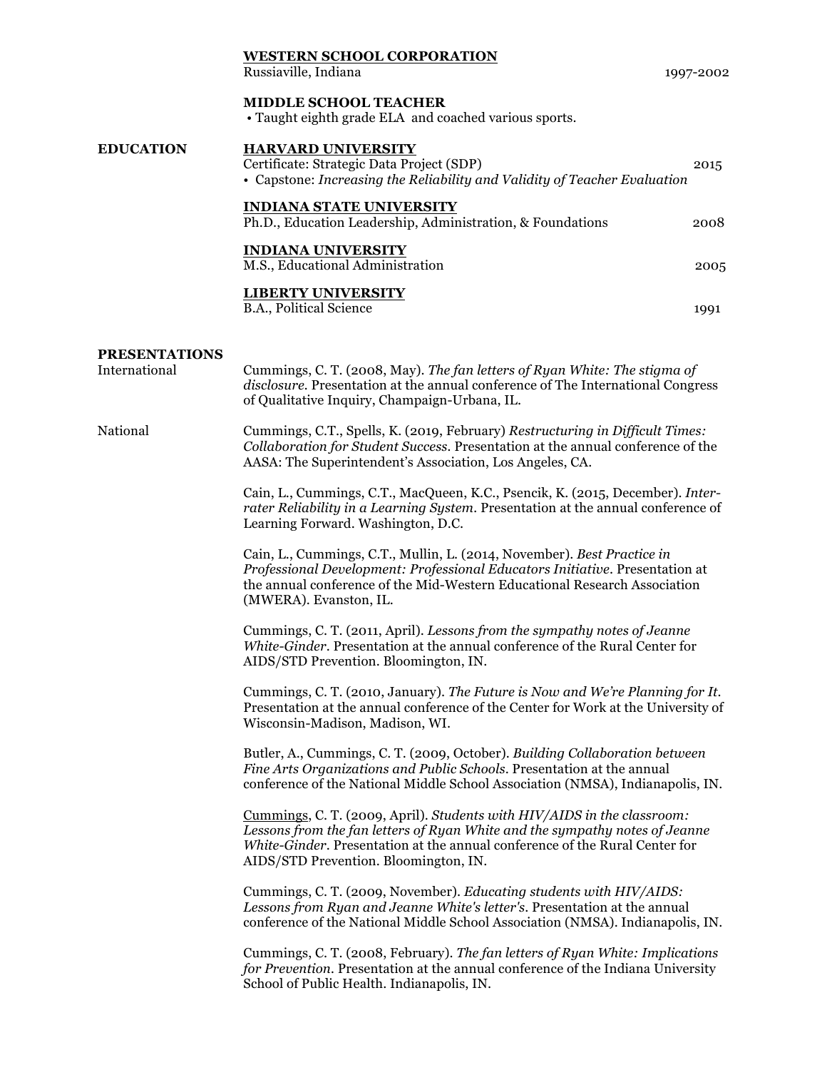**WESTERN SCHOOL CORPORATION**
Russiaville, Indiana 1997-2002

**MIDDLE SCHOOL TEACHER**
- Taught eighth grade ELA and coached various sports.

## EDUCATION

**HARVARD UNIVERSITY**
Certificate: Strategic Data Project (SDP) 2015
- Capstone: *Increasing the Reliability and Validity of Teacher Evaluation*

**INDIANA STATE UNIVERSITY**
Ph.D., Education Leadership, Administration, & Foundations 2008

**INDIANA UNIVERSITY**
M.S., Educational Administration 2005

**LIBERTY UNIVERSITY**
B.A., Political Science 1991

## PRESENTATIONS

### International

Cummings, C. T. (2008, May). *The fan letters of Ryan White: The stigma of disclosure.* Presentation at the annual conference of The International Congress of Qualitative Inquiry, Champaign-Urbana, IL.

### National

Cummings, C.T., Spells, K. (2019, February) *Restructuring in Difficult Times: Collaboration for Student Success.* Presentation at the annual conference of the AASA: The Superintendent's Association, Los Angeles, CA.

Cain, L., Cummings, C.T., MacQueen, K.C., Psencik, K. (2015, December). *Inter-rater Reliability in a Learning System*. Presentation at the annual conference of Learning Forward. Washington, D.C.

Cain, L., Cummings, C.T., Mullin, L. (2014, November). *Best Practice in Professional Development: Professional Educators Initiative*. Presentation at the annual conference of the Mid-Western Educational Research Association (MWERA). Evanston, IL.

Cummings, C. T. (2011, April). *Lessons from the sympathy notes of Jeanne White-Ginder*. Presentation at the annual conference of the Rural Center for AIDS/STD Prevention. Bloomington, IN.

Cummings, C. T. (2010, January). *The Future is Now and We're Planning for It.* Presentation at the annual conference of the Center for Work at the University of Wisconsin-Madison, Madison, WI.

Butler, A., Cummings, C. T. (2009, October). *Building Collaboration between Fine Arts Organizations and Public Schools*. Presentation at the annual conference of the National Middle School Association (NMSA), Indianapolis, IN.

Cummings, C. T. (2009, April). *Students with HIV/AIDS in the classroom: Lessons from the fan letters of Ryan White and the sympathy notes of Jeanne White-Ginder*. Presentation at the annual conference of the Rural Center for AIDS/STD Prevention. Bloomington, IN.

Cummings, C. T. (2009, November). *Educating students with HIV/AIDS: Lessons from Ryan and Jeanne White's letter's*. Presentation at the annual conference of the National Middle School Association (NMSA). Indianapolis, IN.

Cummings, C. T. (2008, February). *The fan letters of Ryan White: Implications for Prevention.* Presentation at the annual conference of the Indiana University School of Public Health. Indianapolis, IN.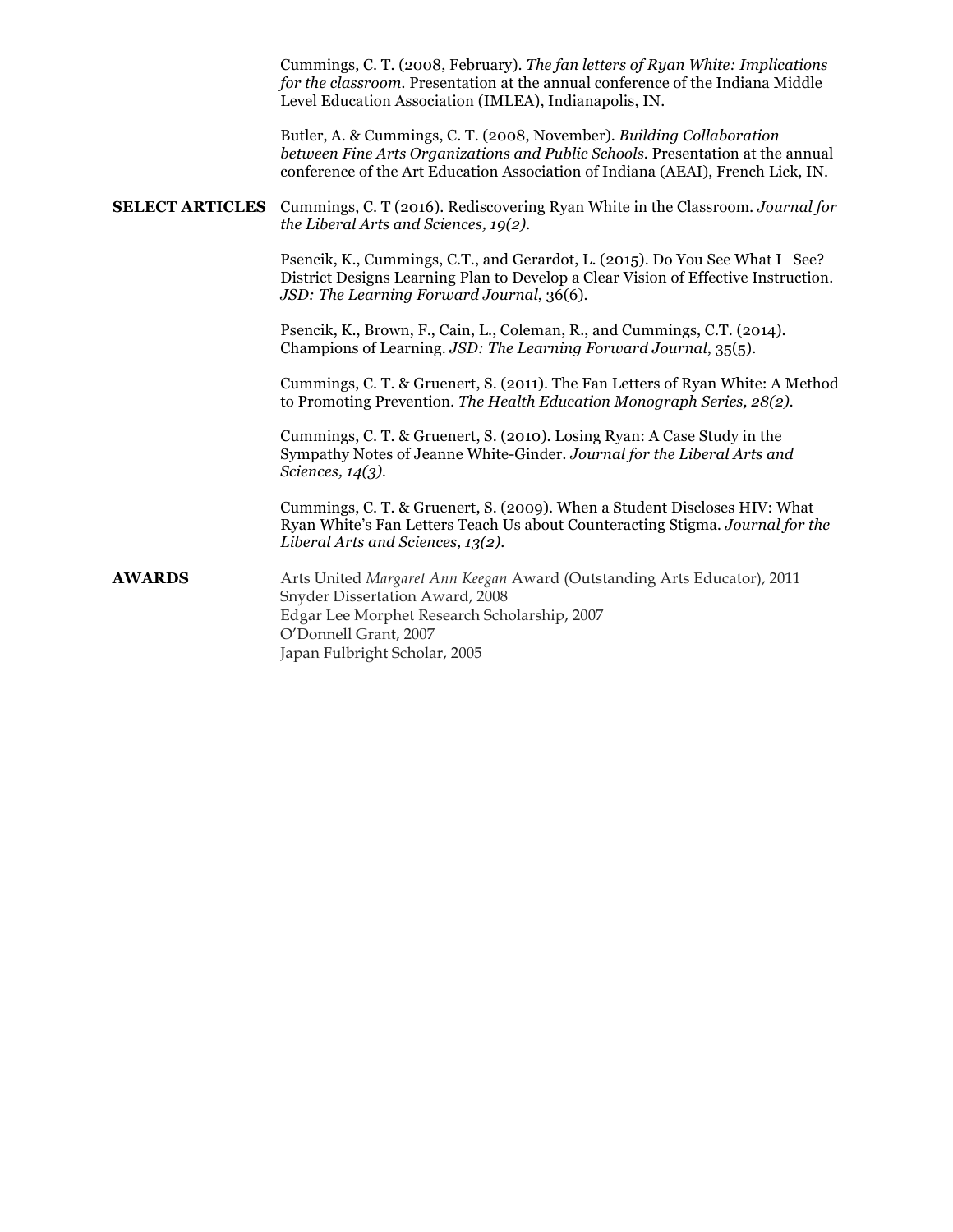Cummings, C. T. (2008, February). *The fan letters of Ryan White: Implications for the classroom.* Presentation at the annual conference of the Indiana Middle Level Education Association (IMLEA), Indianapolis, IN.

Butler, A. & Cummings, C. T. (2008, November). *Building Collaboration between Fine Arts Organizations and Public Schools.* Presentation at the annual conference of the Art Education Association of Indiana (AEAI), French Lick, IN.

**SELECT ARTICLES**

Cummings, C. T (2016). Rediscovering Ryan White in the Classroom. *Journal for the Liberal Arts and Sciences, 19(2).*

Psencik, K., Cummings, C.T., and Gerardot, L. (2015). Do You See What I See? District Designs Learning Plan to Develop a Clear Vision of Effective Instruction. *JSD: The Learning Forward Journal*, 36(6).

Psencik, K., Brown, F., Cain, L., Coleman, R., and Cummings, C.T. (2014). Champions of Learning. *JSD: The Learning Forward Journal*, 35(5).

Cummings, C. T. & Gruenert, S. (2011). The Fan Letters of Ryan White: A Method to Promoting Prevention. *The Health Education Monograph Series, 28(2).*

Cummings, C. T. & Gruenert, S. (2010). Losing Ryan: A Case Study in the Sympathy Notes of Jeanne White-Ginder. *Journal for the Liberal Arts and Sciences, 14(3).*

Cummings, C. T. & Gruenert, S. (2009). When a Student Discloses HIV: What Ryan White's Fan Letters Teach Us about Counteracting Stigma. *Journal for the Liberal Arts and Sciences, 13(2).*

**AWARDS**

Arts United *Margaret Ann Keegan* Award (Outstanding Arts Educator), 2011
Snyder Dissertation Award, 2008
Edgar Lee Morphet Research Scholarship, 2007
O'Donnell Grant, 2007
Japan Fulbright Scholar, 2005